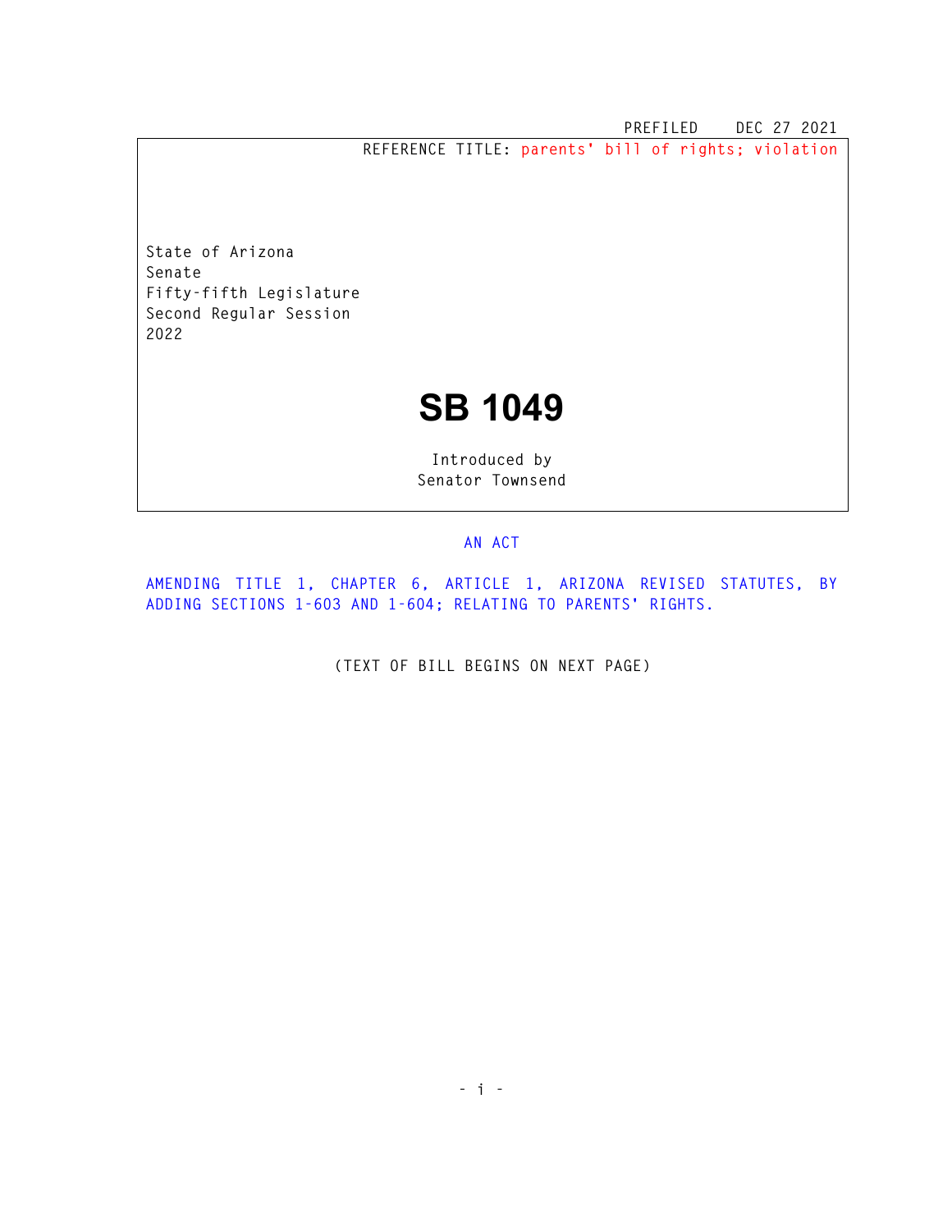PREFILED DEC 27 2021

REFERENCE TITLE: parents' bill of rights; violation

State of Arizona
Senate
Fifty-fifth Legislature
Second Regular Session
2022

# SB 1049

Introduced by
Senator Townsend

AN ACT

AMENDING TITLE 1, CHAPTER 6, ARTICLE 1, ARIZONA REVISED STATUTES, BY ADDING SECTIONS 1-603 AND 1-604; RELATING TO PARENTS' RIGHTS.

(TEXT OF BILL BEGINS ON NEXT PAGE)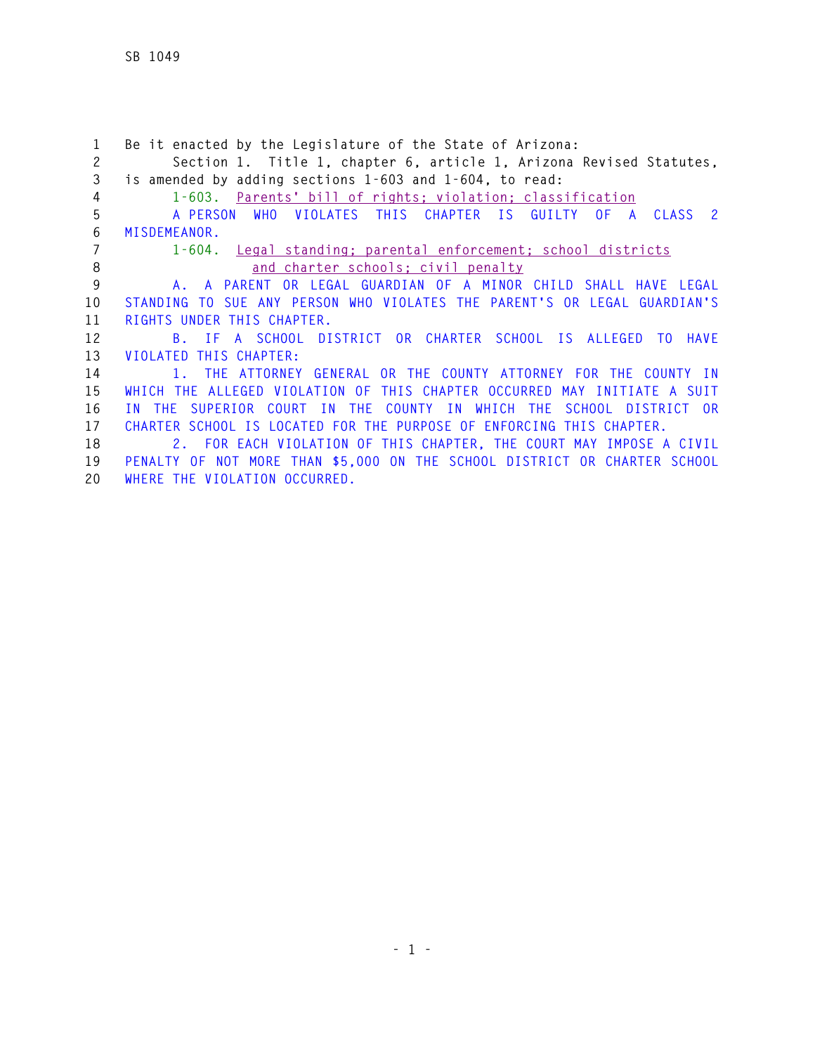Be it enacted by the Legislature of the State of Arizona:

Section 1. Title 1, chapter 6, article 1, Arizona Revised Statutes, is amended by adding sections 1-603 and 1-604, to read:

1-603. Parents' bill of rights; violation; classification

A PERSON WHO VIOLATES THIS CHAPTER IS GUILTY OF A CLASS 2 MISDEMEANOR.

1-604. Legal standing; parental enforcement; school districts and charter schools; civil penalty

A. A PARENT OR LEGAL GUARDIAN OF A MINOR CHILD SHALL HAVE LEGAL STANDING TO SUE ANY PERSON WHO VIOLATES THE PARENT'S OR LEGAL GUARDIAN'S RIGHTS UNDER THIS CHAPTER.

B. IF A SCHOOL DISTRICT OR CHARTER SCHOOL IS ALLEGED TO HAVE VIOLATED THIS CHAPTER:

1. THE ATTORNEY GENERAL OR THE COUNTY ATTORNEY FOR THE COUNTY IN WHICH THE ALLEGED VIOLATION OF THIS CHAPTER OCCURRED MAY INITIATE A SUIT IN THE SUPERIOR COURT IN THE COUNTY IN WHICH THE SCHOOL DISTRICT OR CHARTER SCHOOL IS LOCATED FOR THE PURPOSE OF ENFORCING THIS CHAPTER.

2. FOR EACH VIOLATION OF THIS CHAPTER, THE COURT MAY IMPOSE A CIVIL PENALTY OF NOT MORE THAN $5,000 ON THE SCHOOL DISTRICT OR CHARTER SCHOOL WHERE THE VIOLATION OCCURRED.